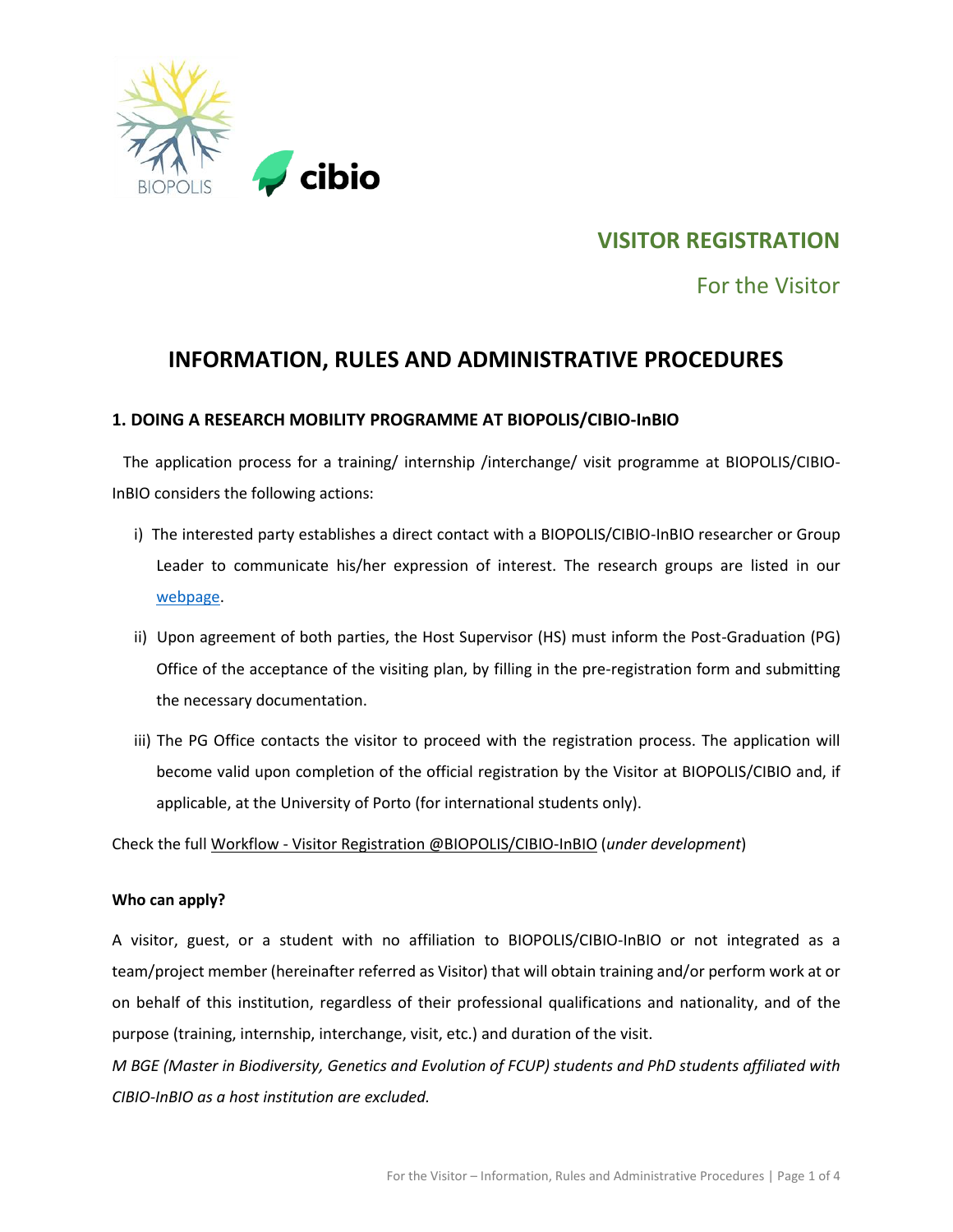# VISITOR REGISTRATION

For the Visitor

## INFORMATION, RULES AND ADMINISTRATIVE PROCEDURES

### 1. DOING A RESEARCH MOBILITY PROGRAMME AT BIOPOLIS/CIBIO-InBIO

The application process for a training/ internship /interchange/ visit programme at BIOPOLIS/CIBIO-InBIO considers the following actions:

i) The interested party establishes a direct contact with a BIOPOLIS/CIBIO-InBIO researcher or Group Leader to communicate his/her expression of interest. The research groups are listed in our webpage.

ii) Upon agreement of both parties, the Host Supervisor (HS) must inform the Post-Graduation (PG) Office of the acceptance of the visiting plan, by filling in the pre-registration form and submitting the necessary documentation.

iii) The PG Office contacts the visitor to proceed with the registration process. The application will become valid upon completion of the official registration by the Visitor at BIOPOLIS/CIBIO and, if applicable, at the University of Porto (for international students only).

Check the full Workflow - Visitor Registration @BIOPOLIS/CIBIO-InBIO (*under development*)

**Who can apply?**

A visitor, guest, or a student with no affiliation to BIOPOLIS/CIBIO-InBIO or not integrated as a team/project member (hereinafter referred as Visitor) that will obtain training and/or perform work at or on behalf of this institution, regardless of their professional qualifications and nationality, and of the purpose (training, internship, interchange, visit, etc.) and duration of the visit.

*M BGE (Master in Biodiversity, Genetics and Evolution of FCUP) students and PhD students affiliated with CIBIO-InBIO as a host institution are excluded.*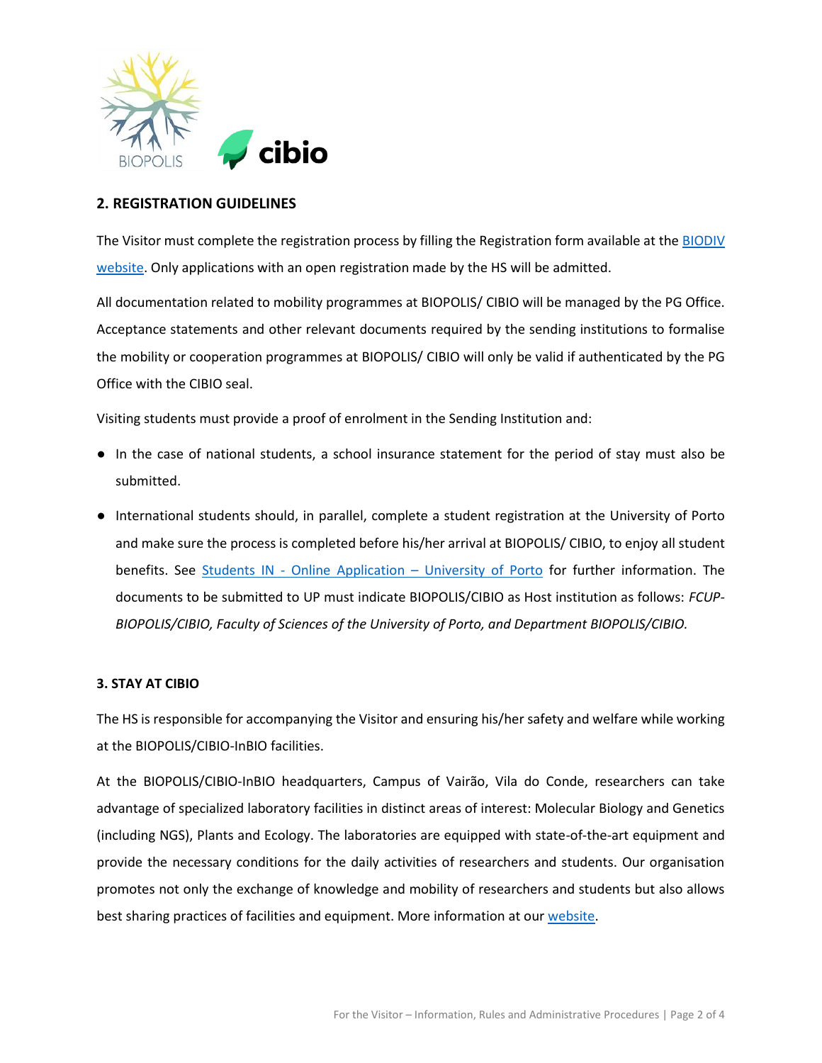## 2. REGISTRATION GUIDELINES

The Visitor must complete the registration process by filling the Registration form available at the BIODIV website. Only applications with an open registration made by the HS will be admitted.

All documentation related to mobility programmes at BIOPOLIS/ CIBIO will be managed by the PG Office. Acceptance statements and other relevant documents required by the sending institutions to formalise the mobility or cooperation programmes at BIOPOLIS/ CIBIO will only be valid if authenticated by the PG Office with the CIBIO seal.

Visiting students must provide a proof of enrolment in the Sending Institution and:

- In the case of national students, a school insurance statement for the period of stay must also be submitted.
- International students should, in parallel, complete a student registration at the University of Porto and make sure the process is completed before his/her arrival at BIOPOLIS/ CIBIO, to enjoy all student benefits. See Students IN - Online Application – University of Porto for further information. The documents to be submitted to UP must indicate BIOPOLIS/CIBIO as Host institution as follows: *FCUP-BIOPOLIS/CIBIO, Faculty of Sciences of the University of Porto, and Department BIOPOLIS/CIBIO.*

## 3. STAY AT CIBIO

The HS is responsible for accompanying the Visitor and ensuring his/her safety and welfare while working at the BIOPOLIS/CIBIO-InBIO facilities.

At the BIOPOLIS/CIBIO-InBIO headquarters, Campus of Vairão, Vila do Conde, researchers can take advantage of specialized laboratory facilities in distinct areas of interest: Molecular Biology and Genetics (including NGS), Plants and Ecology. The laboratories are equipped with state-of-the-art equipment and provide the necessary conditions for the daily activities of researchers and students. Our organisation promotes not only the exchange of knowledge and mobility of researchers and students but also allows best sharing practices of facilities and equipment. More information at our website.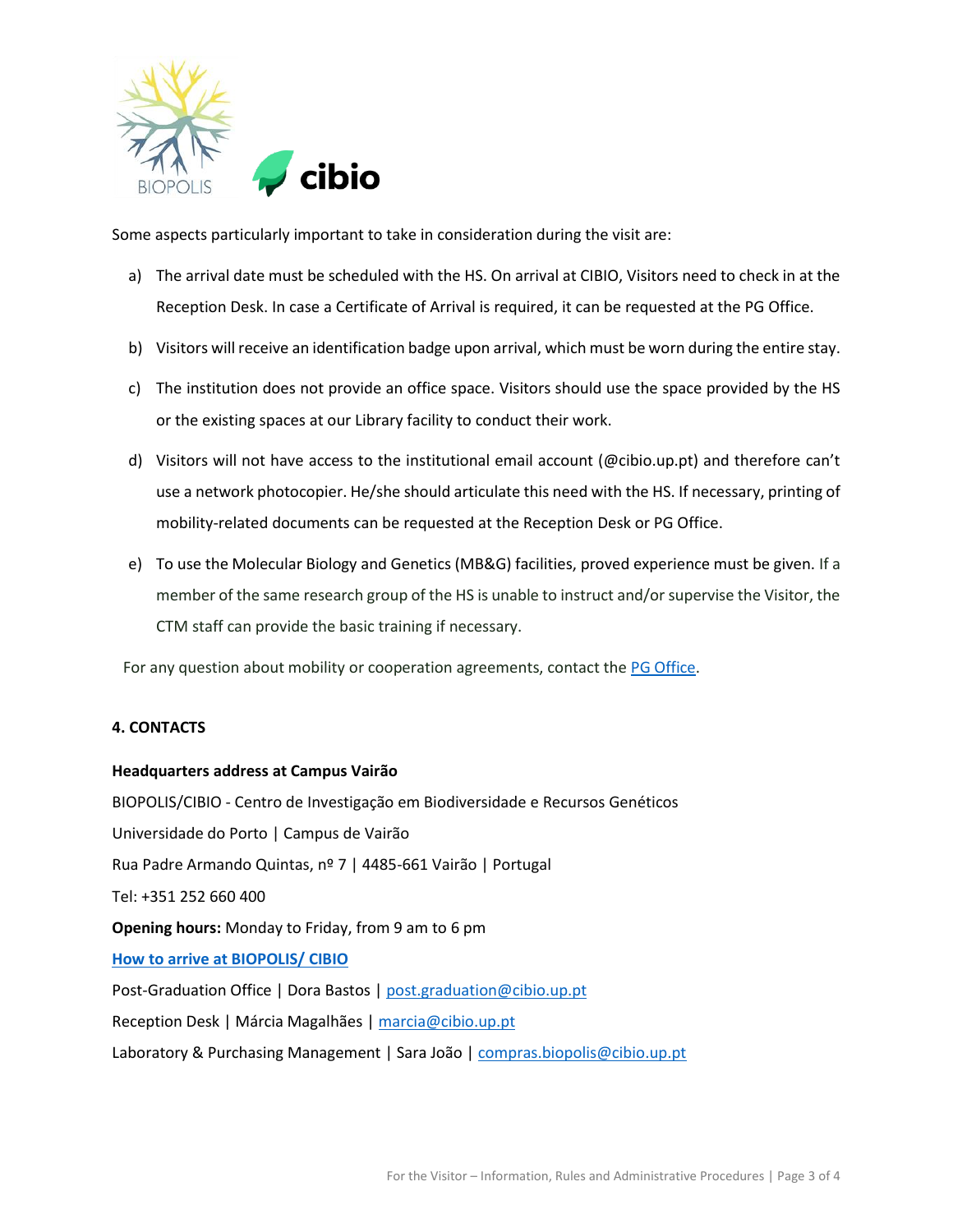Some aspects particularly important to take in consideration during the visit are:

a) The arrival date must be scheduled with the HS. On arrival at CIBIO, Visitors need to check in at the Reception Desk. In case a Certificate of Arrival is required, it can be requested at the PG Office.

b) Visitors will receive an identification badge upon arrival, which must be worn during the entire stay.

c) The institution does not provide an office space. Visitors should use the space provided by the HS or the existing spaces at our Library facility to conduct their work.

d) Visitors will not have access to the institutional email account (@cibio.up.pt) and therefore can't use a network photocopier. He/she should articulate this need with the HS. If necessary, printing of mobility-related documents can be requested at the Reception Desk or PG Office.

e) To use the Molecular Biology and Genetics (MB&G) facilities, proved experience must be given. If a member of the same research group of the HS is unable to instruct and/or supervise the Visitor, the CTM staff can provide the basic training if necessary.

For any question about mobility or cooperation agreements, contact the PG Office.

**4. CONTACTS**

**Headquarters address at Campus Vairão**

BIOPOLIS/CIBIO - Centro de Investigação em Biodiversidade e Recursos Genéticos

Universidade do Porto | Campus de Vairão

Rua Padre Armando Quintas, nº 7 | 4485-661 Vairão | Portugal

Tel: +351 252 660 400

**Opening hours:** Monday to Friday, from 9 am to 6 pm

**How to arrive at BIOPOLIS/ CIBIO**

Post-Graduation Office | Dora Bastos | post.graduation@cibio.up.pt

Reception Desk | Márcia Magalhães | marcia@cibio.up.pt

Laboratory & Purchasing Management | Sara João | compras.biopolis@cibio.up.pt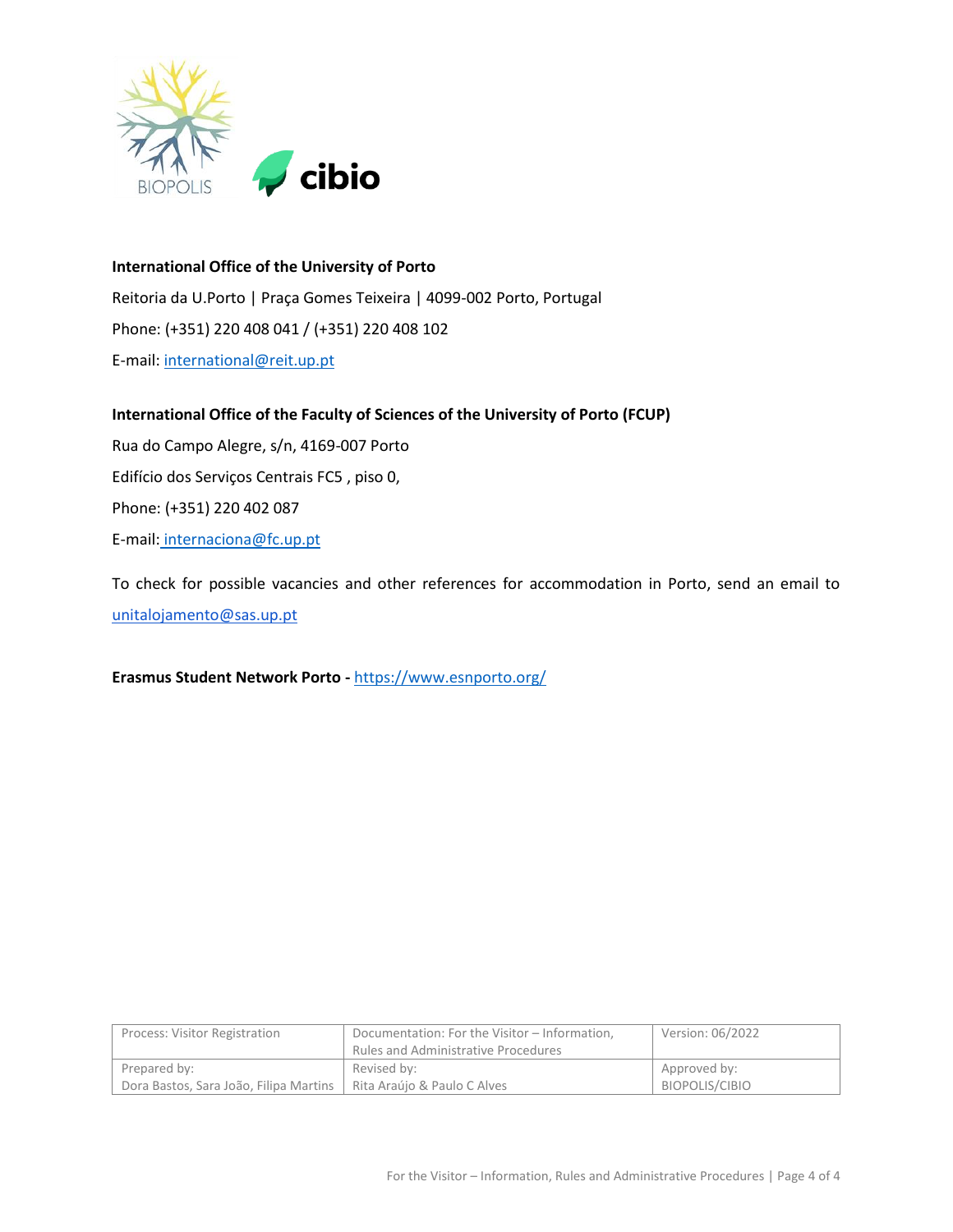**International Office of the University of Porto**

Reitoria da U.Porto | Praça Gomes Teixeira | 4099-002 Porto, Portugal

Phone: (+351) 220 408 041 / (+351) 220 408 102

E-mail: international@reit.up.pt

**International Office of the Faculty of Sciences of the University of Porto (FCUP)**

Rua do Campo Alegre, s/n, 4169-007 Porto

Edifício dos Serviços Centrais FC5 , piso 0,

Phone: (+351) 220 402 087

E-mail: internaciona@fc.up.pt

To check for possible vacancies and other references for accommodation in Porto, send an email to unitalojamento@sas.up.pt

**Erasmus Student Network Porto -** https://www.esnporto.org/

| | | |
|---|---|---|
| Process: Visitor Registration | Documentation: For the Visitor – Information, Rules and Administrative Procedures | Version: 06/2022 |
| Prepared by: Dora Bastos, Sara João, Filipa Martins | Revised by: Rita Araújo & Paulo C Alves | Approved by: BIOPOLIS/CIBIO |